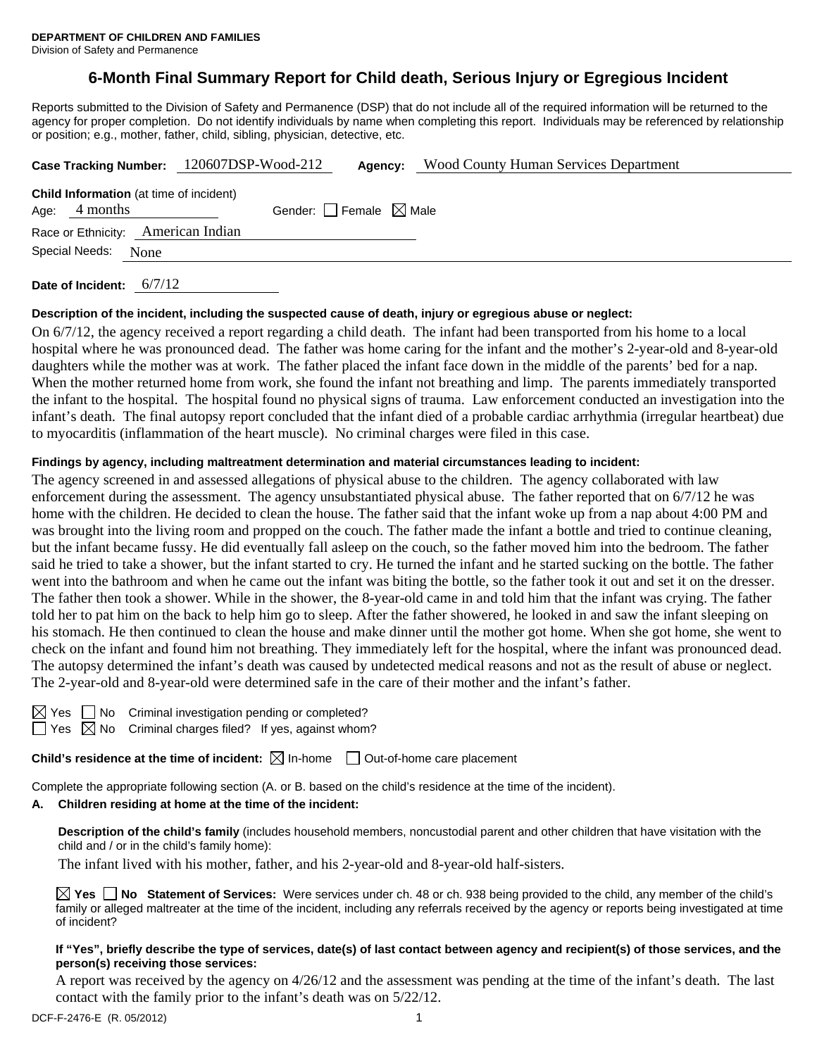**DEPARTMENT OF CHILDREN AND FAMILIES**
Division of Safety and Permanence

# 6-Month Final Summary Report for Child death, Serious Injury or Egregious Incident

Reports submitted to the Division of Safety and Permanence (DSP) that do not include all of the required information will be returned to the agency for proper completion. Do not identify individuals by name when completing this report. Individuals may be referenced by relationship or position; e.g., mother, father, child, sibling, physician, detective, etc.

**Case Tracking Number:** 120607DSP-Wood-212 **Agency:** Wood County Human Services Department

**Child Information** (at time of incident)
Age: 4 months Gender: ☐ Female ☒ Male
Race or Ethnicity: American Indian
Special Needs: None

**Date of Incident:** 6/7/12

**Description of the incident, including the suspected cause of death, injury or egregious abuse or neglect:**

On 6/7/12, the agency received a report regarding a child death. The infant had been transported from his home to a local hospital where he was pronounced dead. The father was home caring for the infant and the mother's 2-year-old and 8-year-old daughters while the mother was at work. The father placed the infant face down in the middle of the parents' bed for a nap. When the mother returned home from work, she found the infant not breathing and limp. The parents immediately transported the infant to the hospital. The hospital found no physical signs of trauma. Law enforcement conducted an investigation into the infant's death. The final autopsy report concluded that the infant died of a probable cardiac arrhythmia (irregular heartbeat) due to myocarditis (inflammation of the heart muscle). No criminal charges were filed in this case.

**Findings by agency, including maltreatment determination and material circumstances leading to incident:**

The agency screened in and assessed allegations of physical abuse to the children. The agency collaborated with law enforcement during the assessment. The agency unsubstantiated physical abuse. The father reported that on 6/7/12 he was home with the children. He decided to clean the house. The father said that the infant woke up from a nap about 4:00 PM and was brought into the living room and propped on the couch. The father made the infant a bottle and tried to continue cleaning, but the infant became fussy. He did eventually fall asleep on the couch, so the father moved him into the bedroom. The father said he tried to take a shower, but the infant started to cry. He turned the infant and he started sucking on the bottle. The father went into the bathroom and when he came out the infant was biting the bottle, so the father took it out and set it on the dresser. The father then took a shower. While in the shower, the 8-year-old came in and told him that the infant was crying. The father told her to pat him on the back to help him go to sleep. After the father showered, he looked in and saw the infant sleeping on his stomach. He then continued to clean the house and make dinner until the mother got home. When she got home, she went to check on the infant and found him not breathing. They immediately left for the hospital, where the infant was pronounced dead. The autopsy determined the infant's death was caused by undetected medical reasons and not as the result of abuse or neglect. The 2-year-old and 8-year-old were determined safe in the care of their mother and the infant's father.

☒ Yes ☐ No Criminal investigation pending or completed?
☐ Yes ☒ No Criminal charges filed? If yes, against whom?

**Child's residence at the time of incident:** ☒ In-home ☐ Out-of-home care placement

Complete the appropriate following section (A. or B. based on the child's residence at the time of the incident).

**A. Children residing at home at the time of the incident:**

**Description of the child's family** (includes household members, noncustodial parent and other children that have visitation with the child and / or in the child's family home):

The infant lived with his mother, father, and his 2-year-old and 8-year-old half-sisters.

☒ **Yes** ☐ **No Statement of Services:** Were services under ch. 48 or ch. 938 being provided to the child, any member of the child's family or alleged maltreater at the time of the incident, including any referrals received by the agency or reports being investigated at time of incident?

**If "Yes", briefly describe the type of services, date(s) of last contact between agency and recipient(s) of those services, and the person(s) receiving those services:**

A report was received by the agency on 4/26/12 and the assessment was pending at the time of the infant's death. The last contact with the family prior to the infant's death was on 5/22/12.

DCF-F-2476-E (R. 05/2012)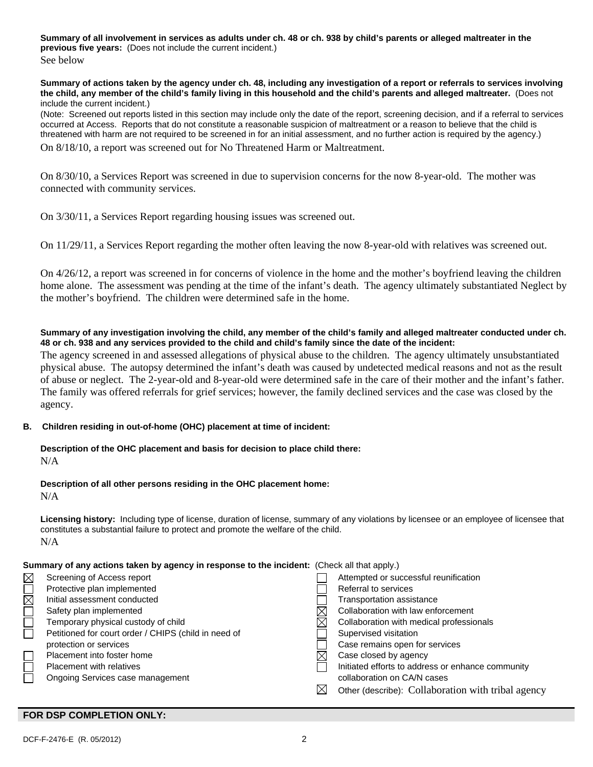**Summary of all involvement in services as adults under ch. 48 or ch. 938 by child's parents or alleged maltreater in the previous five years:** (Does not include the current incident.)

See below

**Summary of actions taken by the agency under ch. 48, including any investigation of a report or referrals to services involving the child, any member of the child's family living in this household and the child's parents and alleged maltreater.** (Does not include the current incident.)

(Note: Screened out reports listed in this section may include only the date of the report, screening decision, and if a referral to services occurred at Access. Reports that do not constitute a reasonable suspicion of maltreatment or a reason to believe that the child is threatened with harm are not required to be screened in for an initial assessment, and no further action is required by the agency.)

On 8/18/10, a report was screened out for No Threatened Harm or Maltreatment.

On 8/30/10, a Services Report was screened in due to supervision concerns for the now 8-year-old. The mother was connected with community services.

On 3/30/11, a Services Report regarding housing issues was screened out.

On 11/29/11, a Services Report regarding the mother often leaving the now 8-year-old with relatives was screened out.

On 4/26/12, a report was screened in for concerns of violence in the home and the mother's boyfriend leaving the children home alone. The assessment was pending at the time of the infant's death. The agency ultimately substantiated Neglect by the mother's boyfriend. The children were determined safe in the home.

**Summary of any investigation involving the child, any member of the child's family and alleged maltreater conducted under ch. 48 or ch. 938 and any services provided to the child and child's family since the date of the incident:**

The agency screened in and assessed allegations of physical abuse to the children. The agency ultimately unsubstantiated physical abuse. The autopsy determined the infant's death was caused by undetected medical reasons and not as the result of abuse or neglect. The 2-year-old and 8-year-old were determined safe in the care of their mother and the infant's father. The family was offered referrals for grief services; however, the family declined services and the case was closed by the agency.

**B. Children residing in out-of-home (OHC) placement at time of incident:**

**Description of the OHC placement and basis for decision to place child there:**

N/A

**Description of all other persons residing in the OHC placement home:**

N/A

**Licensing history:** Including type of license, duration of license, summary of any violations by licensee or an employee of licensee that constitutes a substantial failure to protect and promote the welfare of the child.

N/A

**Summary of any actions taken by agency in response to the incident:** (Check all that apply.)

- [x] Screening of Access report
- [ ] Protective plan implemented
- [x] Initial assessment conducted
- [ ] Safety plan implemented
- [ ] Temporary physical custody of child
- [ ] Petitioned for court order / CHIPS (child in need of protection or services
- [ ] Placement into foster home
- [ ] Placement with relatives
- [ ] Ongoing Services case management
- [ ] Attempted or successful reunification
- [ ] Referral to services
- [ ] Transportation assistance
- [x] Collaboration with law enforcement
- [x] Collaboration with medical professionals
- [ ] Supervised visitation
- [ ] Case remains open for services
- [x] Case closed by agency
- [ ] Initiated efforts to address or enhance community collaboration on CA/N cases
- [x] Other (describe): Collaboration with tribal agency

**FOR DSP COMPLETION ONLY:**

DCF-F-2476-E (R. 05/2012)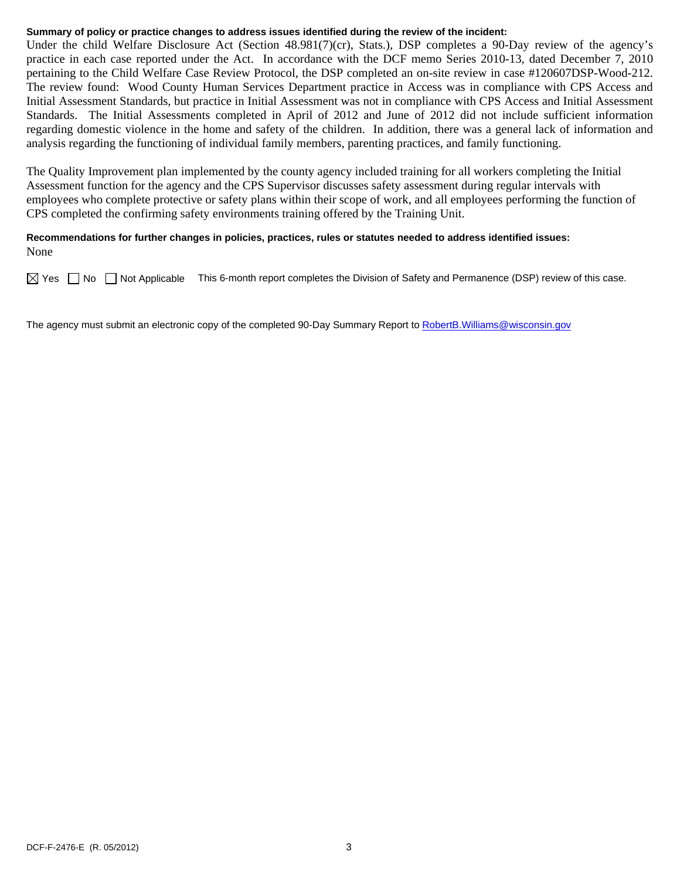**Summary of policy or practice changes to address issues identified during the review of the incident:**

Under the child Welfare Disclosure Act (Section 48.981(7)(cr), Stats.), DSP completes a 90-Day review of the agency's practice in each case reported under the Act. In accordance with the DCF memo Series 2010-13, dated December 7, 2010 pertaining to the Child Welfare Case Review Protocol, the DSP completed an on-site review in case #120607DSP-Wood-212. The review found: Wood County Human Services Department practice in Access was in compliance with CPS Access and Initial Assessment Standards, but practice in Initial Assessment was not in compliance with CPS Access and Initial Assessment Standards. The Initial Assessments completed in April of 2012 and June of 2012 did not include sufficient information regarding domestic violence in the home and safety of the children. In addition, there was a general lack of information and analysis regarding the functioning of individual family members, parenting practices, and family functioning.

The Quality Improvement plan implemented by the county agency included training for all workers completing the Initial Assessment function for the agency and the CPS Supervisor discusses safety assessment during regular intervals with employees who complete protective or safety plans within their scope of work, and all employees performing the function of CPS completed the confirming safety environments training offered by the Training Unit.

**Recommendations for further changes in policies, practices, rules or statutes needed to address identified issues:**

None

☒ Yes ☐ No ☐ Not Applicable This 6-month report completes the Division of Safety and Permanence (DSP) review of this case.

The agency must submit an electronic copy of the completed 90-Day Summary Report to RobertB.Williams@wisconsin.gov

DCF-F-2476-E (R. 05/2012)